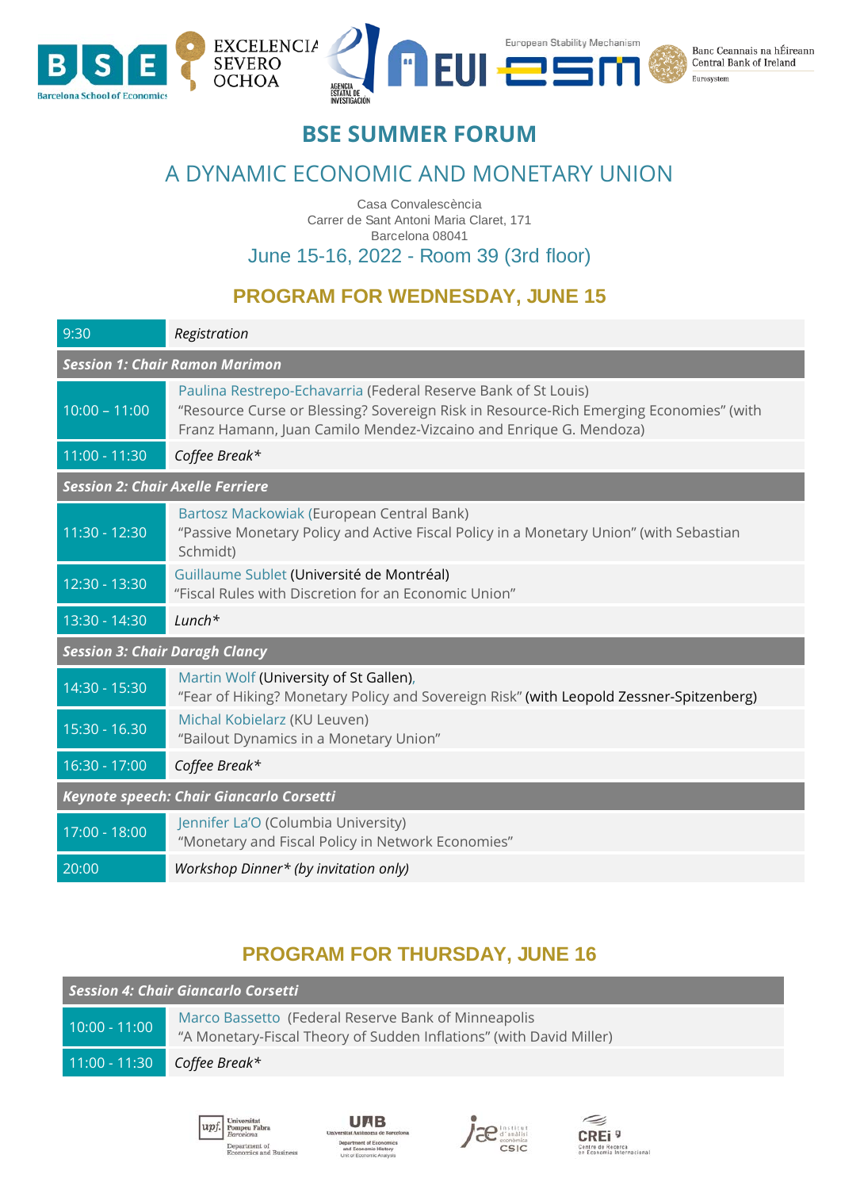# BSE SUMMER FORUM

## A DYNAMIC ECONOMIC AND MONETARY UNION

Casa Convalescència
Carrer de Sant Antoni Maria Claret, 171
Barcelona 08041

June 15-16, 2022 - Room 39 (3rd floor)

## PROGRAM FOR WEDNESDAY, JUNE 15

| | |
|---|---|
| 9:30 | *Registration* |
| ***Session 1: Chair Ramon Marimon*** | |
| 10:00 – 11:00 | Paulina Restrepo-Echavarria (Federal Reserve Bank of St Louis)<br>"Resource Curse or Blessing? Sovereign Risk in Resource-Rich Emerging Economies" (with Franz Hamann, Juan Camilo Mendez-Vizcaino and Enrique G. Mendoza) |
| 11:00 - 11:30 | *Coffee Break** |
| ***Session 2: Chair Axelle Ferriere*** | |
| 11:30 - 12:30 | Bartosz Mackowiak (European Central Bank)<br>"Passive Monetary Policy and Active Fiscal Policy in a Monetary Union" (with Sebastian Schmidt) |
| 12:30 - 13:30 | Guillaume Sublet (Université de Montréal)<br>"Fiscal Rules with Discretion for an Economic Union" |
| 13:30 - 14:30 | *Lunch** |
| ***Session 3: Chair Daragh Clancy*** | |
| 14:30 - 15:30 | Martin Wolf (University of St Gallen),<br>"Fear of Hiking? Monetary Policy and Sovereign Risk" (with Leopold Zessner-Spitzenberg) |
| 15:30 - 16.30 | Michal Kobielarz (KU Leuven)<br>"Bailout Dynamics in a Monetary Union" |
| 16:30 - 17:00 | *Coffee Break** |
| ***Keynote speech: Chair Giancarlo Corsetti*** | |
| 17:00 - 18:00 | Jennifer La'O (Columbia University)<br>"Monetary and Fiscal Policy in Network Economies" |
| 20:00 | *Workshop Dinner* (by invitation only)* |

## PROGRAM FOR THURSDAY, JUNE 16

| | |
|---|---|
| ***Session 4: Chair Giancarlo Corsetti*** | |
| 10:00 - 11:00 | Marco Bassetto (Federal Reserve Bank of Minneapolis<br>"A Monetary-Fiscal Theory of Sudden Inflations" (with David Miller) |
| 11:00 - 11:30 | *Coffee Break** |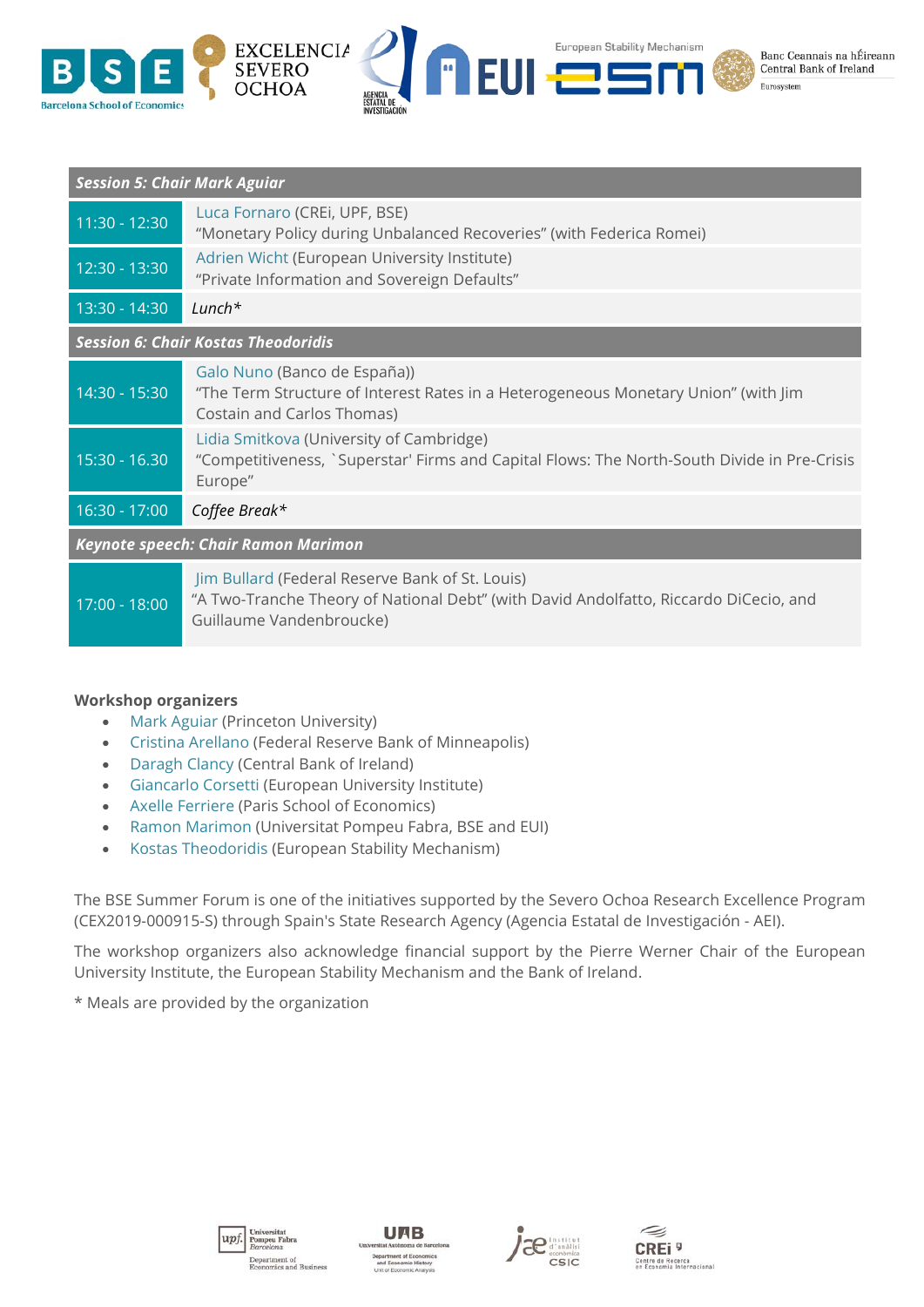| | |
|---|---|
| ***Session 5: Chair Mark Aguiar*** | |
| 11:30 - 12:30 | Luca Fornaro (CREi, UPF, BSE)<br>"Monetary Policy during Unbalanced Recoveries" (with Federica Romei) |
| 12:30 - 13:30 | Adrien Wicht (European University Institute)<br>"Private Information and Sovereign Defaults" |
| 13:30 - 14:30 | *Lunch** |
| ***Session 6: Chair Kostas Theodoridis*** | |
| 14:30 - 15:30 | Galo Nuno (Banco de España))<br>"The Term Structure of Interest Rates in a Heterogeneous Monetary Union" (with Jim Costain and Carlos Thomas) |
| 15:30 - 16.30 | Lidia Smitkova (University of Cambridge)<br>"Competitiveness, `Superstar' Firms and Capital Flows: The North-South Divide in Pre-Crisis Europe" |
| 16:30 - 17:00 | *Coffee Break** |
| ***Keynote speech: Chair Ramon Marimon*** | |
| 17:00 - 18:00 | Jim Bullard (Federal Reserve Bank of St. Louis)<br>"A Two-Tranche Theory of National Debt" (with David Andolfatto, Riccardo DiCecio, and Guillaume Vandenbroucke) |

**Workshop organizers**

- Mark Aguiar (Princeton University)
- Cristina Arellano (Federal Reserve Bank of Minneapolis)
- Daragh Clancy (Central Bank of Ireland)
- Giancarlo Corsetti (European University Institute)
- Axelle Ferriere (Paris School of Economics)
- Ramon Marimon (Universitat Pompeu Fabra, BSE and EUI)
- Kostas Theodoridis (European Stability Mechanism)

The BSE Summer Forum is one of the initiatives supported by the Severo Ochoa Research Excellence Program (CEX2019-000915-S) through Spain's State Research Agency (Agencia Estatal de Investigación - AEI).

The workshop organizers also acknowledge financial support by the Pierre Werner Chair of the European University Institute, the European Stability Mechanism and the Bank of Ireland.

\* Meals are provided by the organization